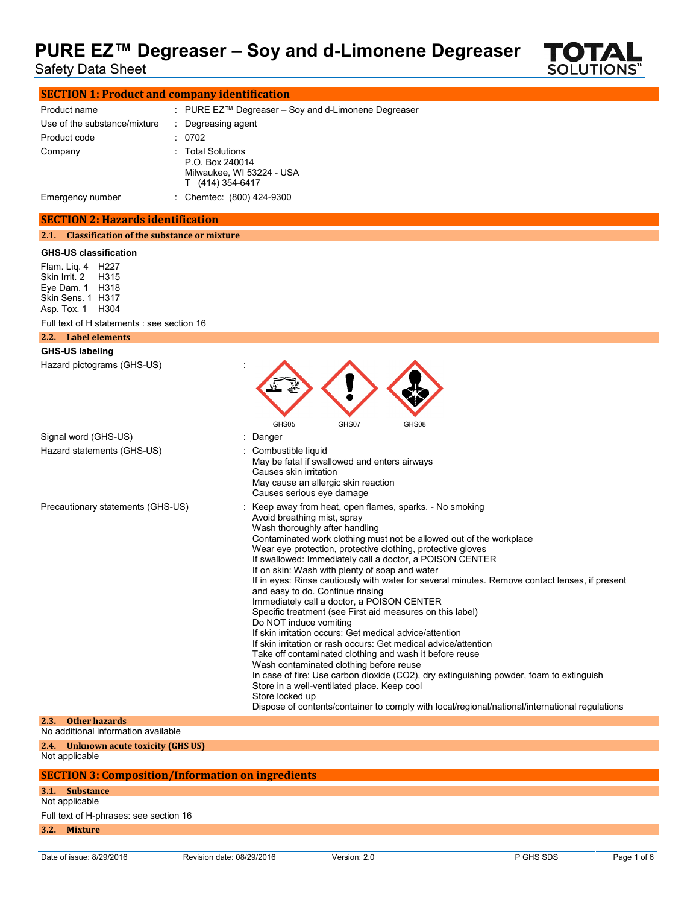# PURE EZ™ Degreaser – Soy and d-Limonene Degreaser

Safety Data Sheet

## SECTION 1: Product and company identification

| | |
|---|---|
| Product name | : PURE EZ™ Degreaser – Soy and d-Limonene Degreaser |
| Use of the substance/mixture | : Degreasing agent |
| Product code | : 0702 |
| Company | : Total Solutions<br>P.O. Box 240014<br>Milwaukee, WI 53224 - USA<br>T (414) 354-6417 |
| Emergency number | : Chemtec: (800) 424-9300 |

## SECTION 2: Hazards identification

### 2.1. Classification of the substance or mixture

**GHS-US classification**

Flam. Liq. 4 H227
Skin Irrit. 2 H315
Eye Dam. 1 H318
Skin Sens. 1 H317
Asp. Tox. 1 H304

Full text of H statements : see section 16

### 2.2. Label elements

**GHS-US labeling**

Hazard pictograms (GHS-US) :

GHS05 GHS07 GHS08

Signal word (GHS-US) : Danger

Hazard statements (GHS-US) :
Combustible liquid
May be fatal if swallowed and enters airways
Causes skin irritation
May cause an allergic skin reaction
Causes serious eye damage

Precautionary statements (GHS-US) :
Keep away from heat, open flames, sparks. - No smoking
Avoid breathing mist, spray
Wash thoroughly after handling
Contaminated work clothing must not be allowed out of the workplace
Wear eye protection, protective clothing, protective gloves
If swallowed: Immediately call a doctor, a POISON CENTER
If on skin: Wash with plenty of soap and water
If in eyes: Rinse cautiously with water for several minutes. Remove contact lenses, if present and easy to do. Continue rinsing
Immediately call a doctor, a POISON CENTER
Specific treatment (see First aid measures on this label)
Do NOT induce vomiting
If skin irritation occurs: Get medical advice/attention
If skin irritation or rash occurs: Get medical advice/attention
Take off contaminated clothing and wash it before reuse
Wash contaminated clothing before reuse
In case of fire: Use carbon dioxide ($CO_2$), dry extinguishing powder, foam to extinguish
Store in a well-ventilated place. Keep cool
Store locked up
Dispose of contents/container to comply with local/regional/national/international regulations

### 2.3. Other hazards

No additional information available

### 2.4. Unknown acute toxicity (GHS US)

Not applicable

## SECTION 3: Composition/Information on ingredients

### 3.1. Substance

Not applicable

Full text of H-phrases: see section 16

### 3.2. Mixture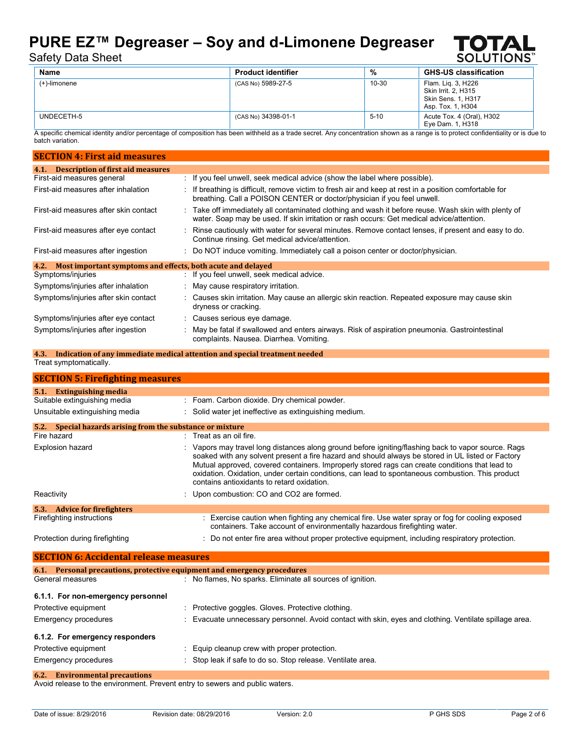| Name | Product identifier | % | GHS-US classification |
|---|---|---|---|
| (+)-limonene | (CAS No) 5989-27-5 | 10-30 | Flam. Liq. 3, H226<br>Skin Irrit. 2, H315<br>Skin Sens. 1, H317<br>Asp. Tox. 1, H304 |
| UNDECETH-5 | (CAS No) 34398-01-1 | 5-10 | Acute Tox. 4 (Oral), H302<br>Eye Dam. 1, H318 |

A specific chemical identity and/or percentage of composition has been withheld as a trade secret. Any concentration shown as a range is to protect confidentiality or is due to batch variation.

## SECTION 4: First aid measures

### 4.1. Description of first aid measures

First-aid measures general : If you feel unwell, seek medical advice (show the label where possible).

First-aid measures after inhalation : If breathing is difficult, remove victim to fresh air and keep at rest in a position comfortable for breathing. Call a POISON CENTER or doctor/physician if you feel unwell.

First-aid measures after skin contact : Take off immediately all contaminated clothing and wash it before reuse. Wash skin with plenty of water. Soap may be used. If skin irritation or rash occurs: Get medical advice/attention.

First-aid measures after eye contact : Rinse cautiously with water for several minutes. Remove contact lenses, if present and easy to do. Continue rinsing. Get medical advice/attention.

First-aid measures after ingestion : Do NOT induce vomiting. Immediately call a poison center or doctor/physician.

### 4.2. Most important symptoms and effects, both acute and delayed

Symptoms/injuries : If you feel unwell, seek medical advice.

Symptoms/injuries after inhalation : May cause respiratory irritation.

Symptoms/injuries after skin contact : Causes skin irritation. May cause an allergic skin reaction. Repeated exposure may cause skin dryness or cracking.

Symptoms/injuries after eye contact : Causes serious eye damage.

Symptoms/injuries after ingestion : May be fatal if swallowed and enters airways. Risk of aspiration pneumonia. Gastrointestinal complaints. Nausea. Diarrhea. Vomiting.

### 4.3. Indication of any immediate medical attention and special treatment needed

Treat symptomatically.

## SECTION 5: Firefighting measures

### 5.1. Extinguishing media

Suitable extinguishing media : Foam. Carbon dioxide. Dry chemical powder.

Unsuitable extinguishing media : Solid water jet ineffective as extinguishing medium.

### 5.2. Special hazards arising from the substance or mixture

Fire hazard : Treat as an oil fire.

Explosion hazard : Vapors may travel long distances along ground before igniting/flashing back to vapor source. Rags soaked with any solvent present a fire hazard and should always be stored in UL listed or Factory Mutual approved, covered containers. Improperly stored rags can create conditions that lead to oxidation. Oxidation, under certain conditions, can lead to spontaneous combustion. This product contains antioxidants to retard oxidation.

Reactivity : Upon combustion: CO and $CO_2$ are formed.

### 5.3. Advice for firefighters

Firefighting instructions : Exercise caution when fighting any chemical fire. Use water spray or fog for cooling exposed containers. Take account of environmentally hazardous firefighting water.

Protection during firefighting : Do not enter fire area without proper protective equipment, including respiratory protection.

## SECTION 6: Accidental release measures

### 6.1. Personal precautions, protective equipment and emergency procedures

General measures : No flames, No sparks. Eliminate all sources of ignition.

#### 6.1.1. For non-emergency personnel

Protective equipment : Protective goggles. Gloves. Protective clothing.

Emergency procedures : Evacuate unnecessary personnel. Avoid contact with skin, eyes and clothing. Ventilate spillage area.

#### 6.1.2. For emergency responders

Protective equipment : Equip cleanup crew with proper protection.

Emergency procedures : Stop leak if safe to do so. Stop release. Ventilate area.

### 6.2. Environmental precautions

Avoid release to the environment. Prevent entry to sewers and public waters.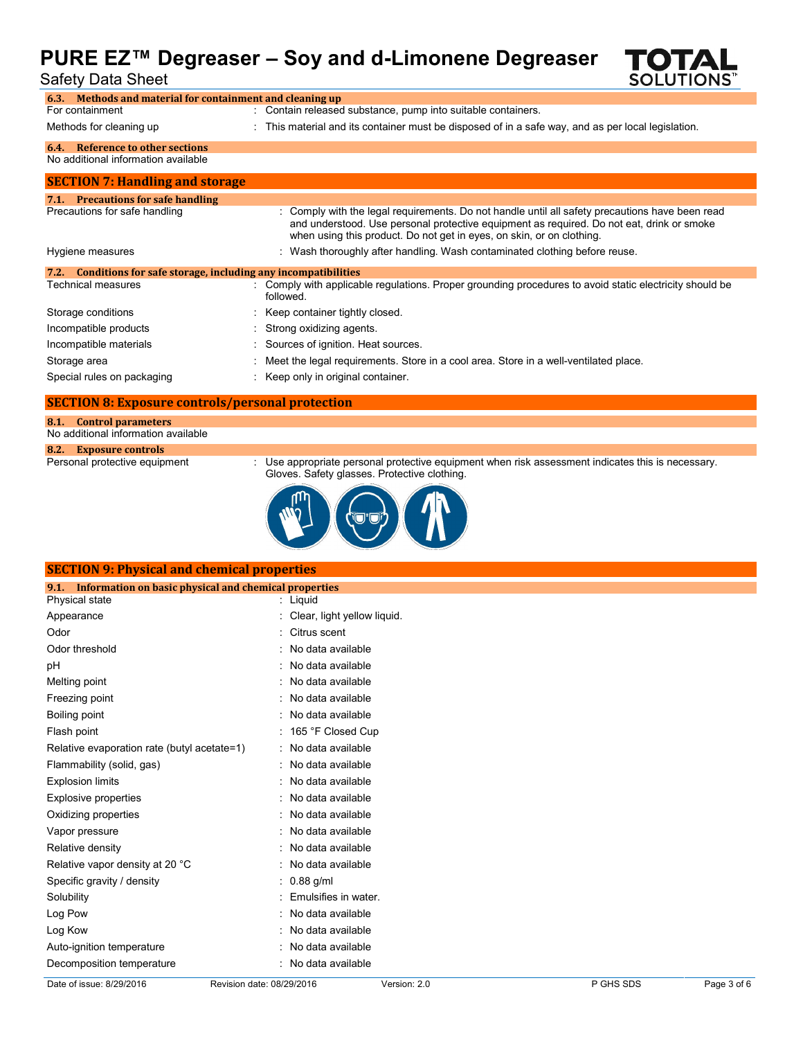### 6.3. Methods and material for containment and cleaning up

| | |
|---|---|
| For containment | : Contain released substance, pump into suitable containers. |
| Methods for cleaning up | : This material and its container must be disposed of in a safe way, and as per local legislation. |

### 6.4. Reference to other sections

No additional information available

## SECTION 7: Handling and storage

### 7.1. Precautions for safe handling

| | |
|---|---|
| Precautions for safe handling | : Comply with the legal requirements. Do not handle until all safety precautions have been read and understood. Use personal protective equipment as required. Do not eat, drink or smoke when using this product. Do not get in eyes, on skin, or on clothing. |
| Hygiene measures | : Wash thoroughly after handling. Wash contaminated clothing before reuse. |

### 7.2. Conditions for safe storage, including any incompatibilities

| | |
|---|---|
| Technical measures | : Comply with applicable regulations. Proper grounding procedures to avoid static electricity should be followed. |
| Storage conditions | : Keep container tightly closed. |
| Incompatible products | : Strong oxidizing agents. |
| Incompatible materials | : Sources of ignition. Heat sources. |
| Storage area | : Meet the legal requirements. Store in a cool area. Store in a well-ventilated place. |
| Special rules on packaging | : Keep only in original container. |

## SECTION 8: Exposure controls/personal protection

### 8.1. Control parameters

No additional information available

### 8.2. Exposure controls

| | |
|---|---|
| Personal protective equipment | : Use appropriate personal protective equipment when risk assessment indicates this is necessary. Gloves. Safety glasses. Protective clothing. |

## SECTION 9: Physical and chemical properties

### 9.1. Information on basic physical and chemical properties

| | |
|---|---|
| Physical state | : Liquid |
| Appearance | : Clear, light yellow liquid. |
| Odor | : Citrus scent |
| Odor threshold | : No data available |
| pH | : No data available |
| Melting point | : No data available |
| Freezing point | : No data available |
| Boiling point | : No data available |
| Flash point | : 165 °F Closed Cup |
| Relative evaporation rate (butyl acetate=1) | : No data available |
| Flammability (solid, gas) | : No data available |
| Explosion limits | : No data available |
| Explosive properties | : No data available |
| Oxidizing properties | : No data available |
| Vapor pressure | : No data available |
| Relative density | : No data available |
| Relative vapor density at 20 °C | : No data available |
| Specific gravity / density | : 0.88 g/ml |
| Solubility | : Emulsifies in water. |
| Log Pow | : No data available |
| Log Kow | : No data available |
| Auto-ignition temperature | : No data available |
| Decomposition temperature | : No data available |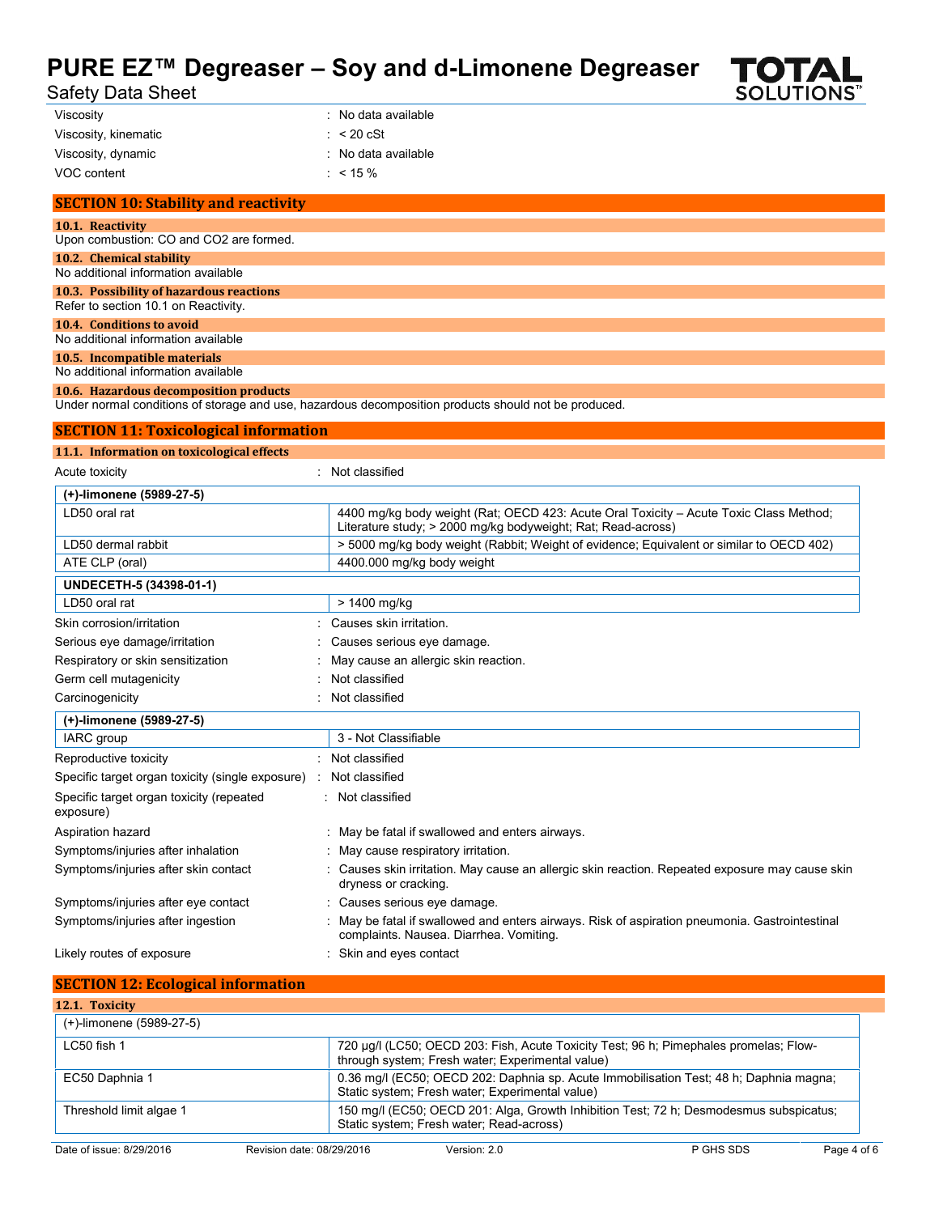| | |
|---|---|
| Viscosity | : No data available |
| Viscosity, kinematic | : < 20 cSt |
| Viscosity, dynamic | : No data available |
| VOC content | : < 15 % |

## SECTION 10: Stability and reactivity

### 10.1. Reactivity

Upon combustion: CO and CO2 are formed.

### 10.2. Chemical stability

No additional information available

### 10.3. Possibility of hazardous reactions

Refer to section 10.1 on Reactivity.

### 10.4. Conditions to avoid

No additional information available

### 10.5. Incompatible materials

No additional information available

### 10.6. Hazardous decomposition products

Under normal conditions of storage and use, hazardous decomposition products should not be produced.

## SECTION 11: Toxicological information

### 11.1. Information on toxicological effects

Acute toxicity : Not classified

| (+)-limonene (5989-27-5) | |
|---|---|
| LD50 oral rat | 4400 mg/kg body weight (Rat; OECD 423: Acute Oral Toxicity – Acute Toxic Class Method; Literature study; > 2000 mg/kg bodyweight; Rat; Read-across) |
| LD50 dermal rabbit | > 5000 mg/kg body weight (Rabbit; Weight of evidence; Equivalent or similar to OECD 402) |
| ATE CLP (oral) | 4400.000 mg/kg body weight |

| UNDECETH-5 (34398-01-1) | |
|---|---|
| LD50 oral rat | > 1400 mg/kg |

| | |
|---|---|
| Skin corrosion/irritation | : Causes skin irritation. |
| Serious eye damage/irritation | : Causes serious eye damage. |
| Respiratory or skin sensitization | : May cause an allergic skin reaction. |
| Germ cell mutagenicity | : Not classified |
| Carcinogenicity | : Not classified |

| (+)-limonene (5989-27-5) | |
|---|---|
| IARC group | 3 - Not Classifiable |

| | |
|---|---|
| Reproductive toxicity | : Not classified |
| Specific target organ toxicity (single exposure) | : Not classified |
| Specific target organ toxicity (repeated exposure) | : Not classified |
| Aspiration hazard | : May be fatal if swallowed and enters airways. |
| Symptoms/injuries after inhalation | : May cause respiratory irritation. |
| Symptoms/injuries after skin contact | : Causes skin irritation. May cause an allergic skin reaction. Repeated exposure may cause skin dryness or cracking. |
| Symptoms/injuries after eye contact | : Causes serious eye damage. |
| Symptoms/injuries after ingestion | : May be fatal if swallowed and enters airways. Risk of aspiration pneumonia. Gastrointestinal complaints. Nausea. Diarrhea. Vomiting. |
| Likely routes of exposure | : Skin and eyes contact |

## SECTION 12: Ecological information

### 12.1. Toxicity

| (+)-limonene (5989-27-5) | |
|---|---|
| LC50 fish 1 | 720 µg/l (LC50; OECD 203: Fish, Acute Toxicity Test; 96 h; Pimephales promelas; Flow-through system; Fresh water; Experimental value) |
| EC50 Daphnia 1 | 0.36 mg/l (EC50; OECD 202: Daphnia sp. Acute Immobilisation Test; 48 h; Daphnia magna; Static system; Fresh water; Experimental value) |
| Threshold limit algae 1 | 150 mg/l (EC50; OECD 201: Alga, Growth Inhibition Test; 72 h; Desmodesmus subspicatus; Static system; Fresh water; Read-across) |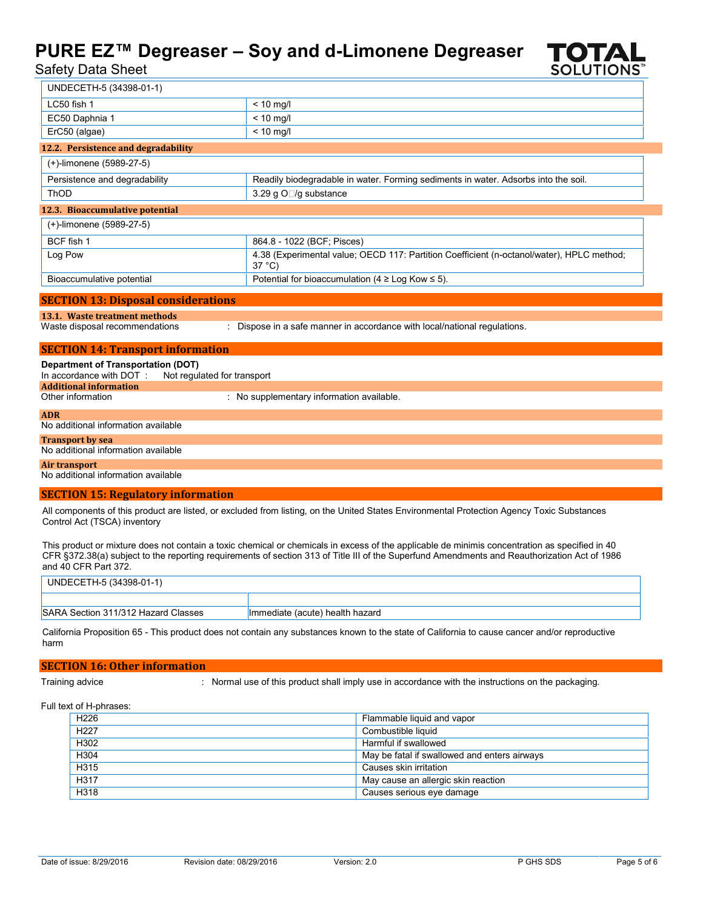| UNDECETH-5 (34398-01-1) | |
|---|---|
| LC50 fish 1 | < 10 mg/l |
| EC50 Daphnia 1 | < 10 mg/l |
| ErC50 (algae) | < 10 mg/l |

### 12.2. Persistence and degradability

| (+)-limonene (5989-27-5) | |
|---|---|
| Persistence and degradability | Readily biodegradable in water. Forming sediments in water. Adsorbs into the soil. |
| ThOD | 3.29 g O□/g substance |

### 12.3. Bioaccumulative potential

| (+)-limonene (5989-27-5) | |
|---|---|
| BCF fish 1 | 864.8 - 1022 (BCF; Pisces) |
| Log Pow | 4.38 (Experimental value; OECD 117: Partition Coefficient (n-octanol/water), HPLC method; 37 °C) |
| Bioaccumulative potential | Potential for bioaccumulation (4 ≥ Log Kow ≤ 5). |

## SECTION 13: Disposal considerations

### 13.1. Waste treatment methods

Waste disposal recommendations : Dispose in a safe manner in accordance with local/national regulations.

## SECTION 14: Transport information

**Department of Transportation (DOT)**

In accordance with DOT : Not regulated for transport

### Additional information

Other information : No supplementary information available.

### ADR

No additional information available

### Transport by sea

No additional information available

### Air transport

No additional information available

## SECTION 15: Regulatory information

All components of this product are listed, or excluded from listing, on the United States Environmental Protection Agency Toxic Substances Control Act (TSCA) inventory

This product or mixture does not contain a toxic chemical or chemicals in excess of the applicable de minimis concentration as specified in 40 CFR §372.38(a) subject to the reporting requirements of section 313 of Title III of the Superfund Amendments and Reauthorization Act of 1986 and 40 CFR Part 372.

| UNDECETH-5 (34398-01-1) | |
|---|---|
| | |
| SARA Section 311/312 Hazard Classes | Immediate (acute) health hazard |

California Proposition 65 - This product does not contain any substances known to the state of California to cause cancer and/or reproductive harm

## SECTION 16: Other information

Training advice : Normal use of this product shall imply use in accordance with the instructions on the packaging.

Full text of H-phrases:

| | |
|---|---|
| H226 | Flammable liquid and vapor |
| H227 | Combustible liquid |
| H302 | Harmful if swallowed |
| H304 | May be fatal if swallowed and enters airways |
| H315 | Causes skin irritation |
| H317 | May cause an allergic skin reaction |
| H318 | Causes serious eye damage |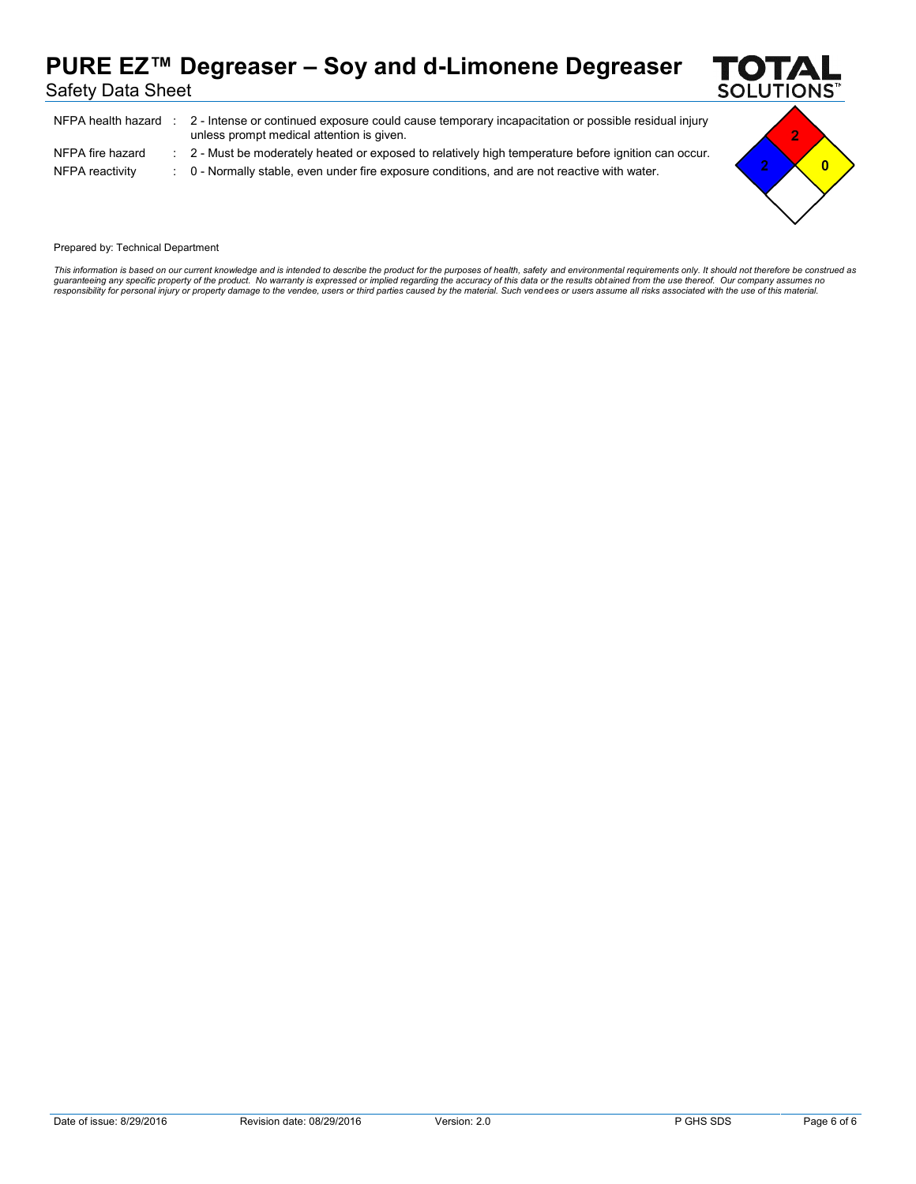| | | |
|---|---|---|
| NFPA health hazard | : | 2 - Intense or continued exposure could cause temporary incapacitation or possible residual injury unless prompt medical attention is given. |
| NFPA fire hazard | : | 2 - Must be moderately heated or exposed to relatively high temperature before ignition can occur. |
| NFPA reactivity | : | 0 - Normally stable, even under fire exposure conditions, and are not reactive with water. |

2
2
0

Prepared by: Technical Department

*This information is based on our current knowledge and is intended to describe the product for the purposes of health, safety and environmental requirements only. It should not therefore be construed as guaranteeing any specific property of the product. No warranty is expressed or implied regarding the accuracy of this data or the results obtained from the use thereof. Our company assumes no responsibility for personal injury or property damage to the vendee, users or third parties caused by the material. Such vendees or users assume all risks associated with the use of this material.*